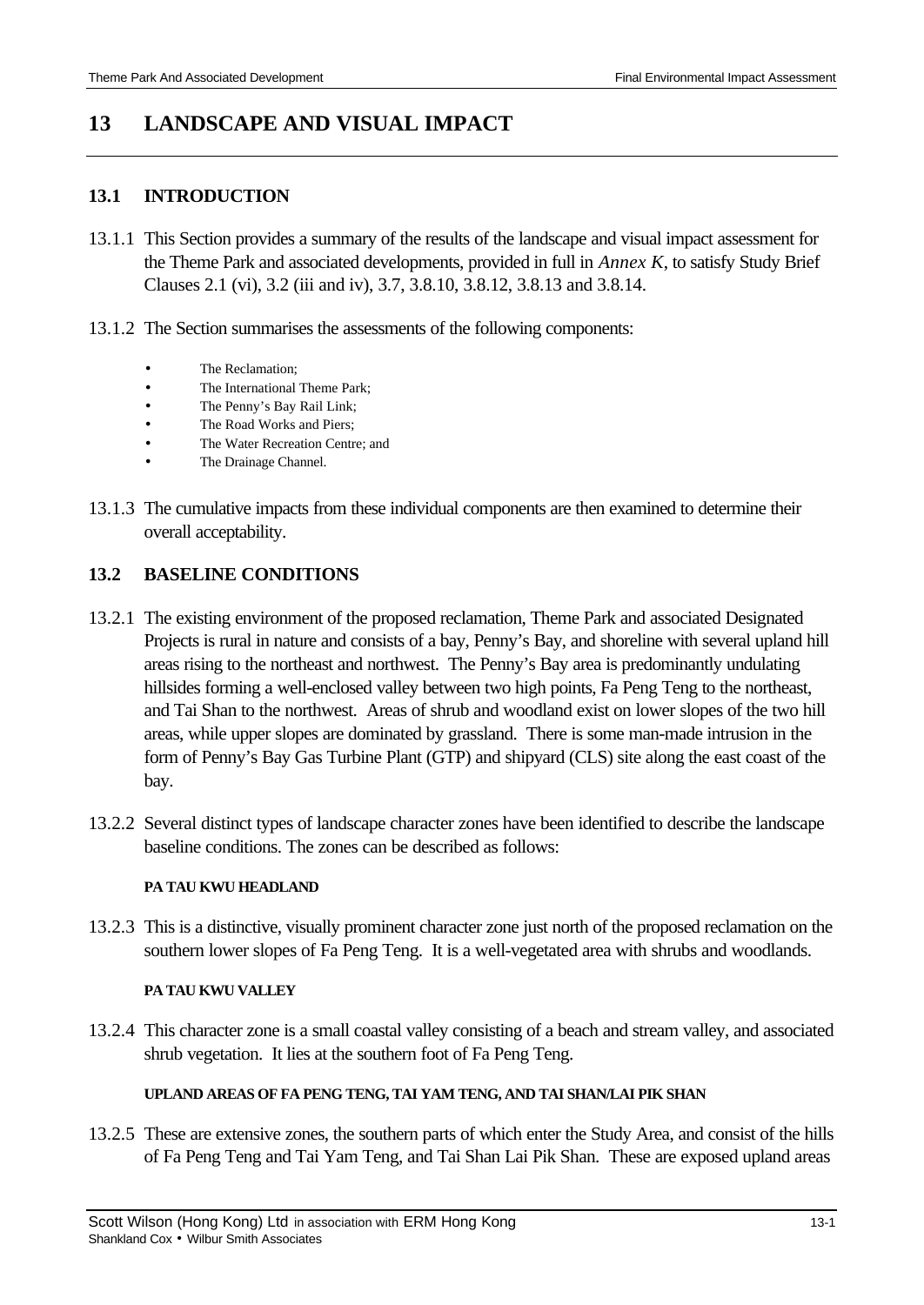# 13 LANDSCAPE AND VISUAL IMPACT

## 13.1 INTRODUCTION

13.1.1 This Section provides a summary of the results of the landscape and visual impact assessment for the Theme Park and associated developments, provided in full in *Annex K*, to satisfy Study Brief Clauses 2.1 (vi), 3.2 (iii and iv), 3.7, 3.8.10, 3.8.12, 3.8.13 and 3.8.14.

13.1.2 The Section summarises the assessments of the following components:

- The Reclamation;
- The International Theme Park;
- The Penny's Bay Rail Link;
- The Road Works and Piers;
- The Water Recreation Centre; and
- The Drainage Channel.

13.1.3 The cumulative impacts from these individual components are then examined to determine their overall acceptability.

## 13.2 BASELINE CONDITIONS

13.2.1 The existing environment of the proposed reclamation, Theme Park and associated Designated Projects is rural in nature and consists of a bay, Penny's Bay, and shoreline with several upland hill areas rising to the northeast and northwest. The Penny's Bay area is predominantly undulating hillsides forming a well-enclosed valley between two high points, Fa Peng Teng to the northeast, and Tai Shan to the northwest. Areas of shrub and woodland exist on lower slopes of the two hill areas, while upper slopes are dominated by grassland. There is some man-made intrusion in the form of Penny's Bay Gas Turbine Plant (GTP) and shipyard (CLS) site along the east coast of the bay.

13.2.2 Several distinct types of landscape character zones have been identified to describe the landscape baseline conditions. The zones can be described as follows:

#### PA TAU KWU HEADLAND

13.2.3 This is a distinctive, visually prominent character zone just north of the proposed reclamation on the southern lower slopes of Fa Peng Teng. It is a well-vegetated area with shrubs and woodlands.

#### PA TAU KWU VALLEY

13.2.4 This character zone is a small coastal valley consisting of a beach and stream valley, and associated shrub vegetation. It lies at the southern foot of Fa Peng Teng.

#### UPLAND AREAS OF FA PENG TENG, TAI YAM TENG, AND TAI SHAN/LAI PIK SHAN

13.2.5 These are extensive zones, the southern parts of which enter the Study Area, and consist of the hills of Fa Peng Teng and Tai Yam Teng, and Tai Shan Lai Pik Shan. These are exposed upland areas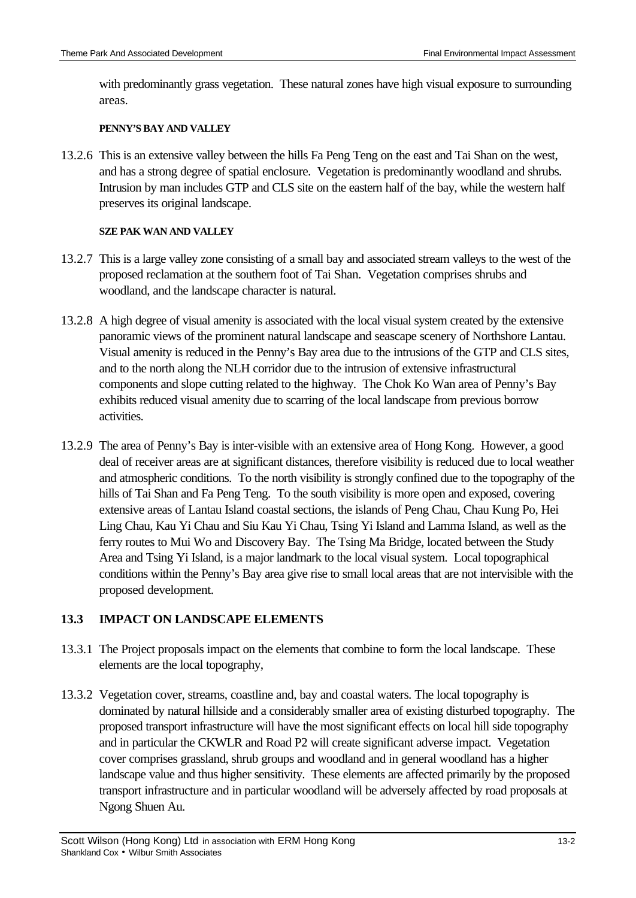with predominantly grass vegetation. These natural zones have high visual exposure to surrounding areas.

**PENNY'S BAY AND VALLEY**

13.2.6 This is an extensive valley between the hills Fa Peng Teng on the east and Tai Shan on the west, and has a strong degree of spatial enclosure. Vegetation is predominantly woodland and shrubs. Intrusion by man includes GTP and CLS site on the eastern half of the bay, while the western half preserves its original landscape.

**SZE PAK WAN AND VALLEY**

13.2.7 This is a large valley zone consisting of a small bay and associated stream valleys to the west of the proposed reclamation at the southern foot of Tai Shan. Vegetation comprises shrubs and woodland, and the landscape character is natural.

13.2.8 A high degree of visual amenity is associated with the local visual system created by the extensive panoramic views of the prominent natural landscape and seascape scenery of Northshore Lantau. Visual amenity is reduced in the Penny's Bay area due to the intrusions of the GTP and CLS sites, and to the north along the NLH corridor due to the intrusion of extensive infrastructural components and slope cutting related to the highway. The Chok Ko Wan area of Penny's Bay exhibits reduced visual amenity due to scarring of the local landscape from previous borrow activities.

13.2.9 The area of Penny's Bay is inter-visible with an extensive area of Hong Kong. However, a good deal of receiver areas are at significant distances, therefore visibility is reduced due to local weather and atmospheric conditions. To the north visibility is strongly confined due to the topography of the hills of Tai Shan and Fa Peng Teng. To the south visibility is more open and exposed, covering extensive areas of Lantau Island coastal sections, the islands of Peng Chau, Chau Kung Po, Hei Ling Chau, Kau Yi Chau and Siu Kau Yi Chau, Tsing Yi Island and Lamma Island, as well as the ferry routes to Mui Wo and Discovery Bay. The Tsing Ma Bridge, located between the Study Area and Tsing Yi Island, is a major landmark to the local visual system. Local topographical conditions within the Penny's Bay area give rise to small local areas that are not intervisible with the proposed development.

## 13.3 IMPACT ON LANDSCAPE ELEMENTS

13.3.1 The Project proposals impact on the elements that combine to form the local landscape. These elements are the local topography,

13.3.2 Vegetation cover, streams, coastline and, bay and coastal waters. The local topography is dominated by natural hillside and a considerably smaller area of existing disturbed topography. The proposed transport infrastructure will have the most significant effects on local hill side topography and in particular the CKWLR and Road P2 will create significant adverse impact. Vegetation cover comprises grassland, shrub groups and woodland and in general woodland has a higher landscape value and thus higher sensitivity. These elements are affected primarily by the proposed transport infrastructure and in particular woodland will be adversely affected by road proposals at Ngong Shuen Au.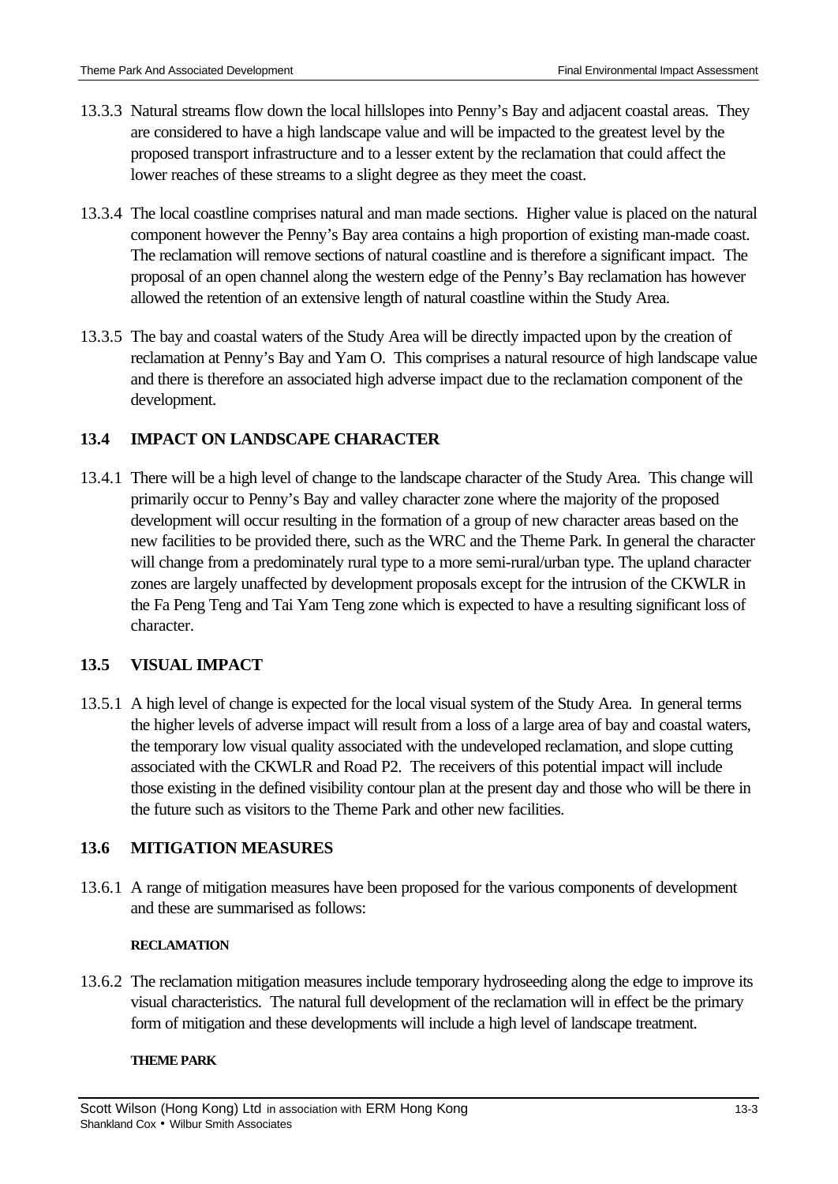13.3.3 Natural streams flow down the local hillslopes into Penny's Bay and adjacent coastal areas. They are considered to have a high landscape value and will be impacted to the greatest level by the proposed transport infrastructure and to a lesser extent by the reclamation that could affect the lower reaches of these streams to a slight degree as they meet the coast.

13.3.4 The local coastline comprises natural and man made sections. Higher value is placed on the natural component however the Penny's Bay area contains a high proportion of existing man-made coast. The reclamation will remove sections of natural coastline and is therefore a significant impact. The proposal of an open channel along the western edge of the Penny's Bay reclamation has however allowed the retention of an extensive length of natural coastline within the Study Area.

13.3.5 The bay and coastal waters of the Study Area will be directly impacted upon by the creation of reclamation at Penny's Bay and Yam O. This comprises a natural resource of high landscape value and there is therefore an associated high adverse impact due to the reclamation component of the development.

## 13.4 IMPACT ON LANDSCAPE CHARACTER

13.4.1 There will be a high level of change to the landscape character of the Study Area. This change will primarily occur to Penny's Bay and valley character zone where the majority of the proposed development will occur resulting in the formation of a group of new character areas based on the new facilities to be provided there, such as the WRC and the Theme Park. In general the character will change from a predominately rural type to a more semi-rural/urban type. The upland character zones are largely unaffected by development proposals except for the intrusion of the CKWLR in the Fa Peng Teng and Tai Yam Teng zone which is expected to have a resulting significant loss of character.

## 13.5 VISUAL IMPACT

13.5.1 A high level of change is expected for the local visual system of the Study Area. In general terms the higher levels of adverse impact will result from a loss of a large area of bay and coastal waters, the temporary low visual quality associated with the undeveloped reclamation, and slope cutting associated with the CKWLR and Road P2. The receivers of this potential impact will include those existing in the defined visibility contour plan at the present day and those who will be there in the future such as visitors to the Theme Park and other new facilities.

## 13.6 MITIGATION MEASURES

13.6.1 A range of mitigation measures have been proposed for the various components of development and these are summarised as follows:

**RECLAMATION**

13.6.2 The reclamation mitigation measures include temporary hydroseeding along the edge to improve its visual characteristics. The natural full development of the reclamation will in effect be the primary form of mitigation and these developments will include a high level of landscape treatment.

**THEME PARK**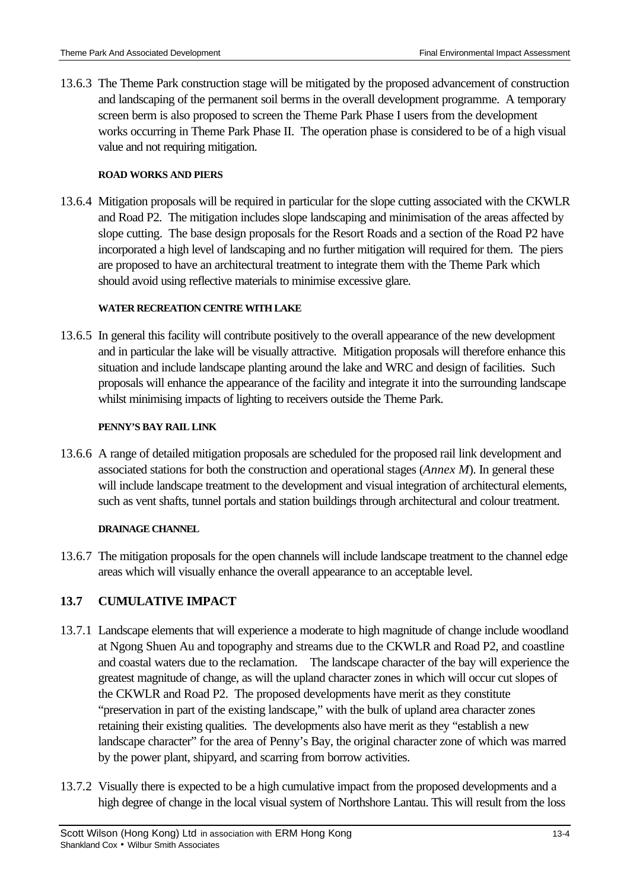13.6.3 The Theme Park construction stage will be mitigated by the proposed advancement of construction and landscaping of the permanent soil berms in the overall development programme. A temporary screen berm is also proposed to screen the Theme Park Phase I users from the development works occurring in Theme Park Phase II. The operation phase is considered to be of a high visual value and not requiring mitigation.

#### ROAD WORKS AND PIERS

13.6.4 Mitigation proposals will be required in particular for the slope cutting associated with the CKWLR and Road P2. The mitigation includes slope landscaping and minimisation of the areas affected by slope cutting. The base design proposals for the Resort Roads and a section of the Road P2 have incorporated a high level of landscaping and no further mitigation will required for them. The piers are proposed to have an architectural treatment to integrate them with the Theme Park which should avoid using reflective materials to minimise excessive glare.

#### WATER RECREATION CENTRE WITH LAKE

13.6.5 In general this facility will contribute positively to the overall appearance of the new development and in particular the lake will be visually attractive. Mitigation proposals will therefore enhance this situation and include landscape planting around the lake and WRC and design of facilities. Such proposals will enhance the appearance of the facility and integrate it into the surrounding landscape whilst minimising impacts of lighting to receivers outside the Theme Park.

#### PENNY'S BAY RAIL LINK

13.6.6 A range of detailed mitigation proposals are scheduled for the proposed rail link development and associated stations for both the construction and operational stages (*Annex M*). In general these will include landscape treatment to the development and visual integration of architectural elements, such as vent shafts, tunnel portals and station buildings through architectural and colour treatment.

#### DRAINAGE CHANNEL

13.6.7 The mitigation proposals for the open channels will include landscape treatment to the channel edge areas which will visually enhance the overall appearance to an acceptable level.

## 13.7 CUMULATIVE IMPACT

13.7.1 Landscape elements that will experience a moderate to high magnitude of change include woodland at Ngong Shuen Au and topography and streams due to the CKWLR and Road P2, and coastline and coastal waters due to the reclamation. The landscape character of the bay will experience the greatest magnitude of change, as will the upland character zones in which will occur cut slopes of the CKWLR and Road P2. The proposed developments have merit as they constitute "preservation in part of the existing landscape," with the bulk of upland area character zones retaining their existing qualities. The developments also have merit as they "establish a new landscape character" for the area of Penny's Bay, the original character zone of which was marred by the power plant, shipyard, and scarring from borrow activities.

13.7.2 Visually there is expected to be a high cumulative impact from the proposed developments and a high degree of change in the local visual system of Northshore Lantau. This will result from the loss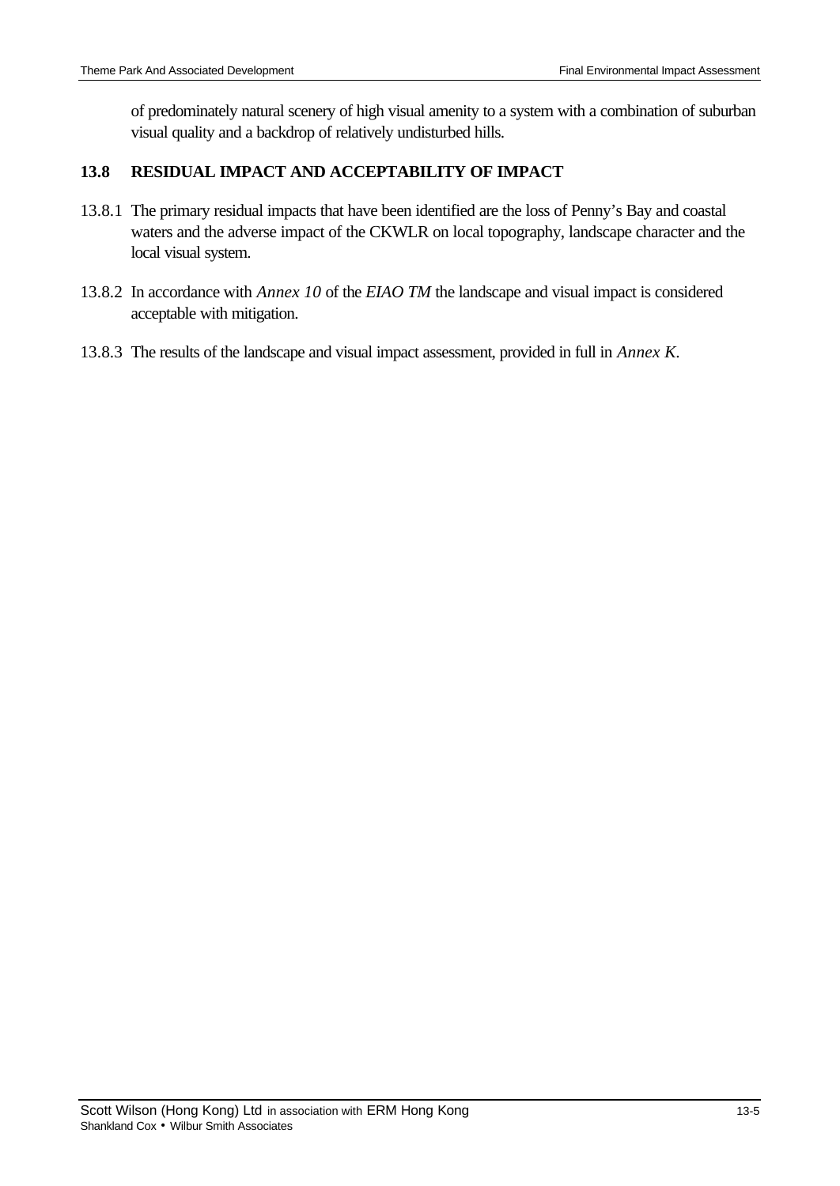of predominately natural scenery of high visual amenity to a system with a combination of suburban visual quality and a backdrop of relatively undisturbed hills.

## 13.8 RESIDUAL IMPACT AND ACCEPTABILITY OF IMPACT

13.8.1 The primary residual impacts that have been identified are the loss of Penny's Bay and coastal waters and the adverse impact of the CKWLR on local topography, landscape character and the local visual system.

13.8.2 In accordance with *Annex 10* of the *EIAO TM* the landscape and visual impact is considered acceptable with mitigation.

13.8.3 The results of the landscape and visual impact assessment, provided in full in *Annex K*.